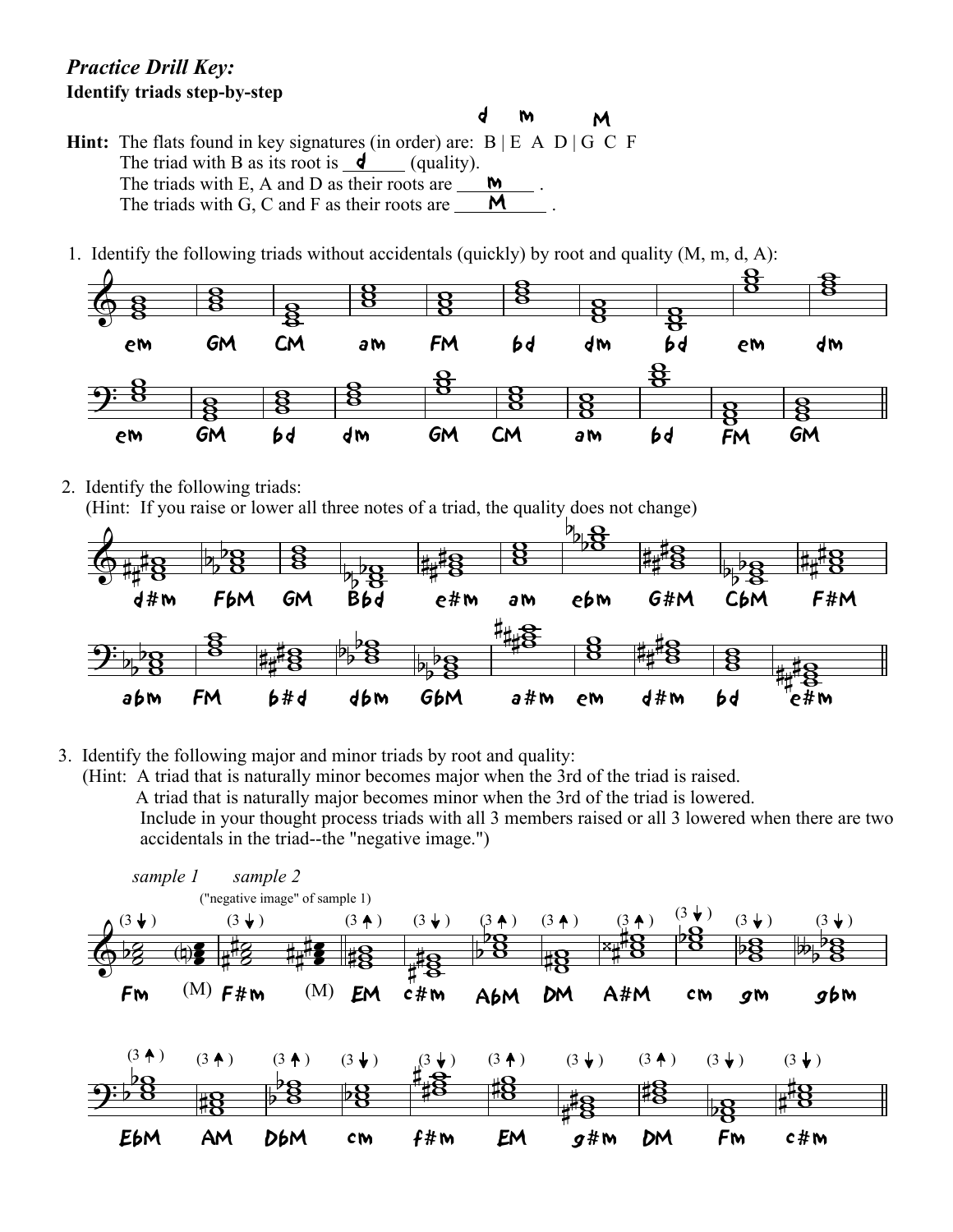*Practice Drill Key:*

**Identify triads step-by-step**

**Hint:** The flats found in key signatures (in order) are: B | E A D | G C F

The triad with B as its root is __d__ (quality).

The triads with E, A and D as their roots are __m__ .

The triads with G, C and F as their roots are __M__ .

1. Identify the following triads without accidentals (quickly) by root and quality (M, m, d, A):

em GM CM am FM bd dm bd em dm

em GM bd dm GM CM am bd FM GM

2. Identify the following triads:
   (Hint: If you raise or lower all three notes of a triad, the quality does not change)

d#m FbM GM Bbd e#m am ebm G#M CbM F#M

abm FM b#d dbm GbM a#m em d#m bd e#m

3. Identify the following major and minor triads by root and quality:
   (Hint: A triad that is naturally minor becomes major when the 3rd of the triad is raised.
   A triad that is naturally major becomes minor when the 3rd of the triad is lowered.
   Include in your thought process triads with all 3 members raised or all 3 lowered when there are two accidentals in the triad--the "negative image.")

*sample 1* *sample 2* ("negative image" of sample 1)

(3 ↓) Fm (M) (3 ↓) F#m (M) (3 ↑) EM (3 ↓) c#m (3 ↑) AbM (3 ↑) DM (3 ↑) A#M (3 ↓) cm (3 ↓) gm (3 ↓) gbm

(3 ↑) EbM (3 ↑) AM (3 ↑) DbM (3 ↓) cm (3 ↓) f#m (3 ↑) EM (3 ↓) g#m (3 ↑) DM (3 ↓) Fm (3 ↓) c#m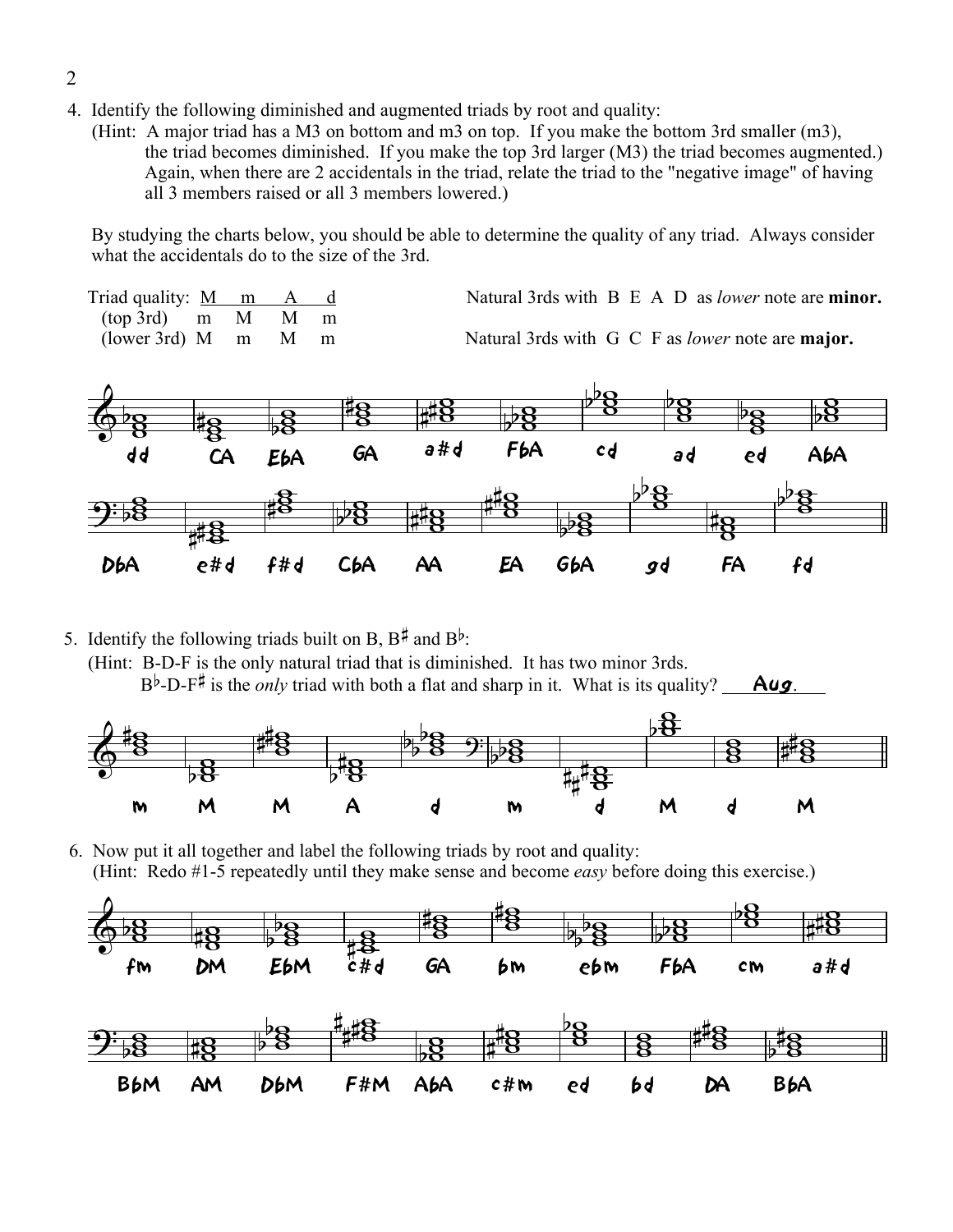4. Identify the following diminished and augmented triads by root and quality:
   (Hint: A major triad has a M3 on bottom and m3 on top. If you make the bottom 3rd smaller (m3), the triad becomes diminished. If you make the top 3rd larger (M3) the triad becomes augmented.) Again, when there are 2 accidentals in the triad, relate the triad to the "negative image" of having all 3 members raised or all 3 members lowered.)

   By studying the charts below, you should be able to determine the quality of any triad. Always consider what the accidentals do to the size of the 3rd.

| Triad quality: | M | m | A | d |
|---|---|---|---|---|
| (top 3rd) | m | M | M | m |
| (lower 3rd) | M | m | M | m |

Natural 3rds with B E A D as *lower* note are **minor.**

Natural 3rds with G C F as *lower* note are **major.**

dd CA E♭A GA a#d F♭A cd ad ed A♭A

D♭A e#d f#d C♭A AA EA G♭A gd FA fd

5. Identify the following triads built on B, B♯ and B♭:
   (Hint: B-D-F is the only natural triad that is diminished. It has two minor 3rds.
   B♭-D-F♯ is the *only* triad with both a flat and sharp in it. What is its quality? Aug.

m M M A d m d M d M

6. Now put it all together and label the following triads by root and quality:
   (Hint: Redo #1-5 repeatedly until they make sense and become *easy* before doing this exercise.)

fm DM E♭M c#d GA bm e♭m F♭A cm a#d

B♭M AM D♭M F#M A♭A c#m ed bd DA B♭A